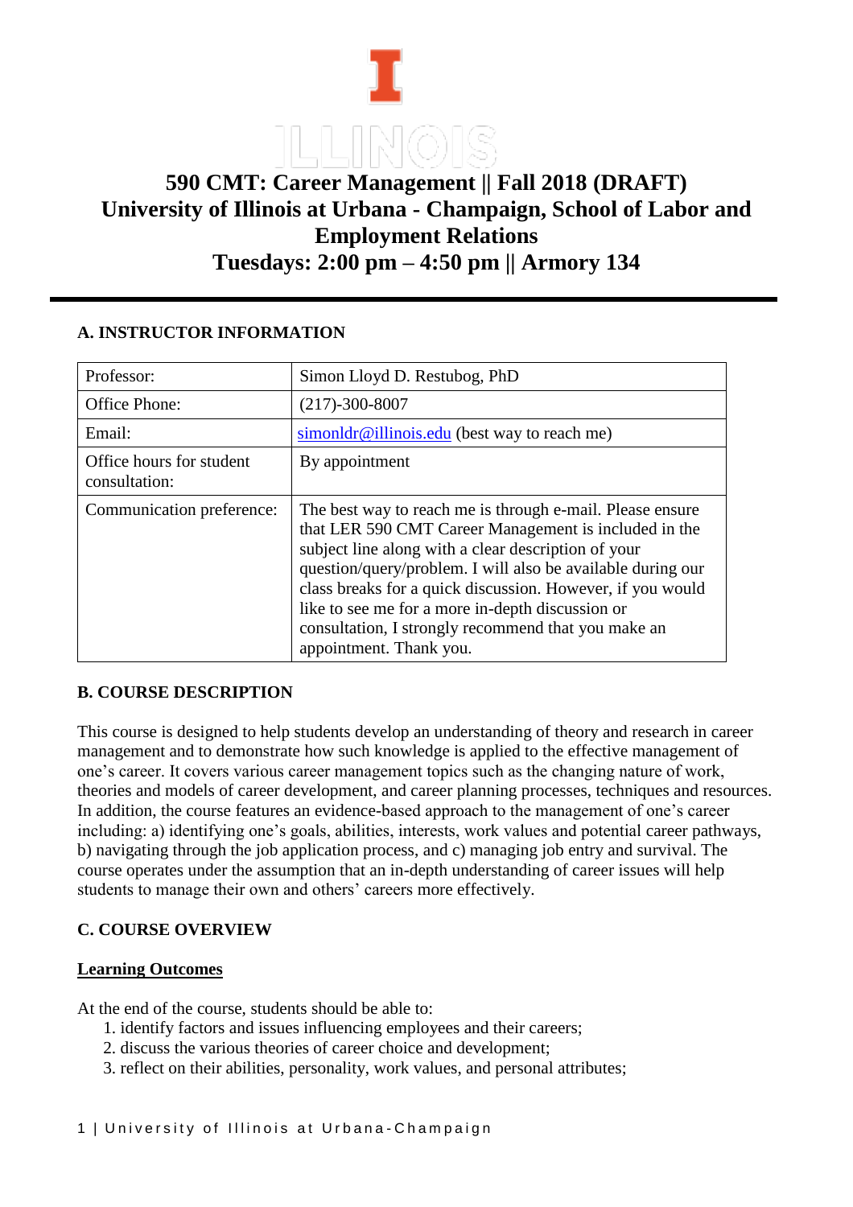# 590 CMT: Career Management || Fall 2018 (DRAFT)
# University of Illinois at Urbana - Champaign, School of Labor and Employment Relations
# Tuesdays: 2:00 pm – 4:50 pm || Armory 134

## A. INSTRUCTOR INFORMATION

| Professor: | Simon Lloyd D. Restubog, PhD |
|---|---|
| Office Phone: | (217)-300-8007 |
| Email: | simonldr@illinois.edu (best way to reach me) |
| Office hours for student consultation: | By appointment |
| Communication preference: | The best way to reach me is through e-mail. Please ensure that LER 590 CMT Career Management is included in the subject line along with a clear description of your question/query/problem. I will also be available during our class breaks for a quick discussion. However, if you would like to see me for a more in-depth discussion or consultation, I strongly recommend that you make an appointment. Thank you. |

## B. COURSE DESCRIPTION

This course is designed to help students develop an understanding of theory and research in career management and to demonstrate how such knowledge is applied to the effective management of one's career. It covers various career management topics such as the changing nature of work, theories and models of career development, and career planning processes, techniques and resources. In addition, the course features an evidence-based approach to the management of one's career including: a) identifying one's goals, abilities, interests, work values and potential career pathways, b) navigating through the job application process, and c) managing job entry and survival. The course operates under the assumption that an in-depth understanding of career issues will help students to manage their own and others' careers more effectively.

## C. COURSE OVERVIEW

**Learning Outcomes**

At the end of the course, students should be able to:

1. identify factors and issues influencing employees and their careers;
2. discuss the various theories of career choice and development;
3. reflect on their abilities, personality, work values, and personal attributes;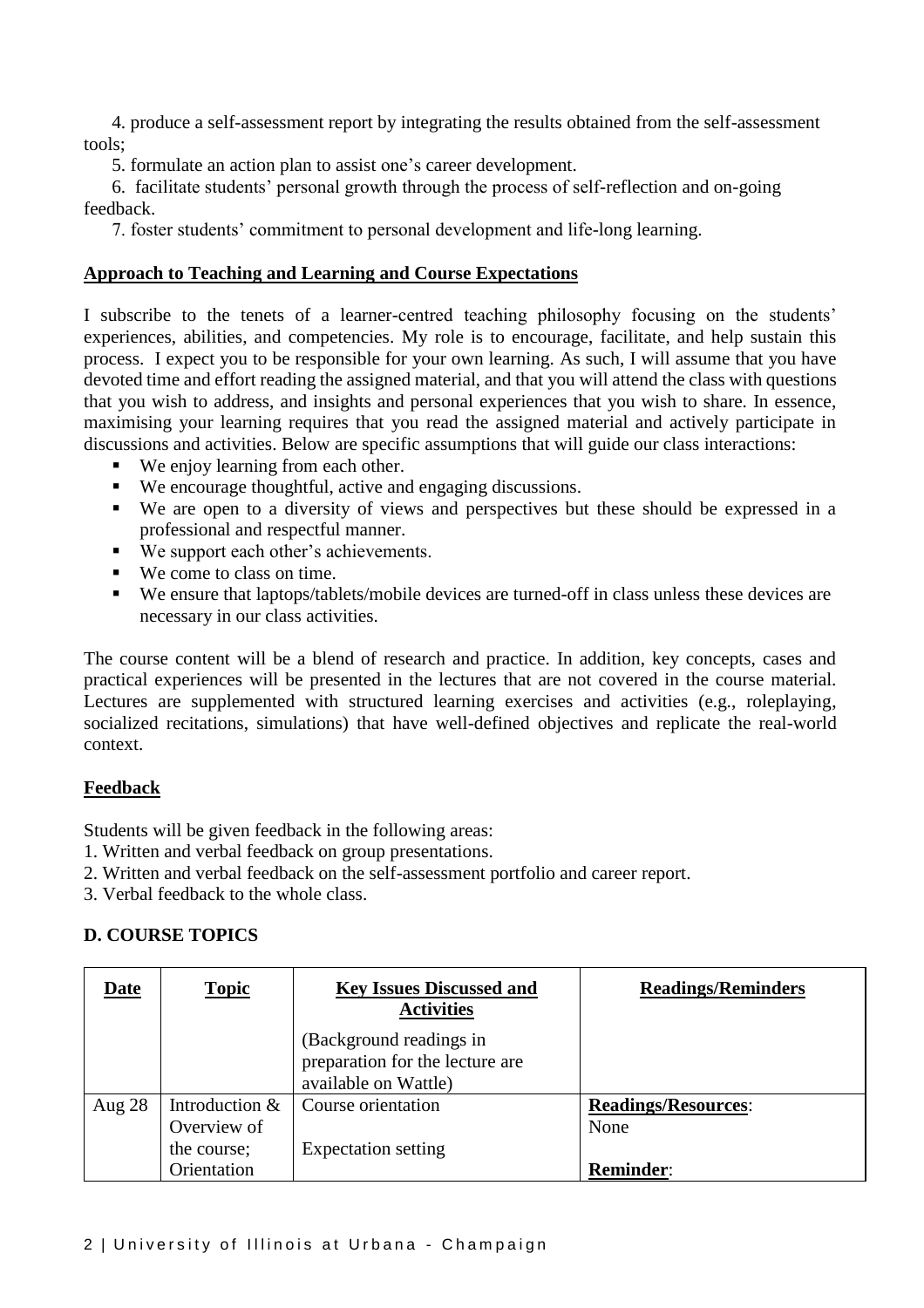4. produce a self-assessment report by integrating the results obtained from the self-assessment tools;

5. formulate an action plan to assist one's career development.

6. facilitate students' personal growth through the process of self-reflection and on-going feedback.

7. foster students' commitment to personal development and life-long learning.

**Approach to Teaching and Learning and Course Expectations**

I subscribe to the tenets of a learner-centred teaching philosophy focusing on the students' experiences, abilities, and competencies. My role is to encourage, facilitate, and help sustain this process. I expect you to be responsible for your own learning. As such, I will assume that you have devoted time and effort reading the assigned material, and that you will attend the class with questions that you wish to address, and insights and personal experiences that you wish to share. In essence, maximising your learning requires that you read the assigned material and actively participate in discussions and activities. Below are specific assumptions that will guide our class interactions:

- We enjoy learning from each other.
- We encourage thoughtful, active and engaging discussions.
- We are open to a diversity of views and perspectives but these should be expressed in a professional and respectful manner.
- We support each other's achievements.
- We come to class on time.
- We ensure that laptops/tablets/mobile devices are turned-off in class unless these devices are necessary in our class activities.

The course content will be a blend of research and practice. In addition, key concepts, cases and practical experiences will be presented in the lectures that are not covered in the course material. Lectures are supplemented with structured learning exercises and activities (e.g., roleplaying, socialized recitations, simulations) that have well-defined objectives and replicate the real-world context.

**Feedback**

Students will be given feedback in the following areas:
1. Written and verbal feedback on group presentations.
2. Written and verbal feedback on the self-assessment portfolio and career report.
3. Verbal feedback to the whole class.

**D. COURSE TOPICS**

| **Date** | **Topic** | **Key Issues Discussed and Activities** (Background readings in preparation for the lecture are available on Wattle) | **Readings/Reminders** |
|---|---|---|---|
| Aug 28 | Introduction & Overview of the course; Orientation | Course orientation<br><br>Expectation setting | **Readings/Resources**: None<br><br>**Reminder**: |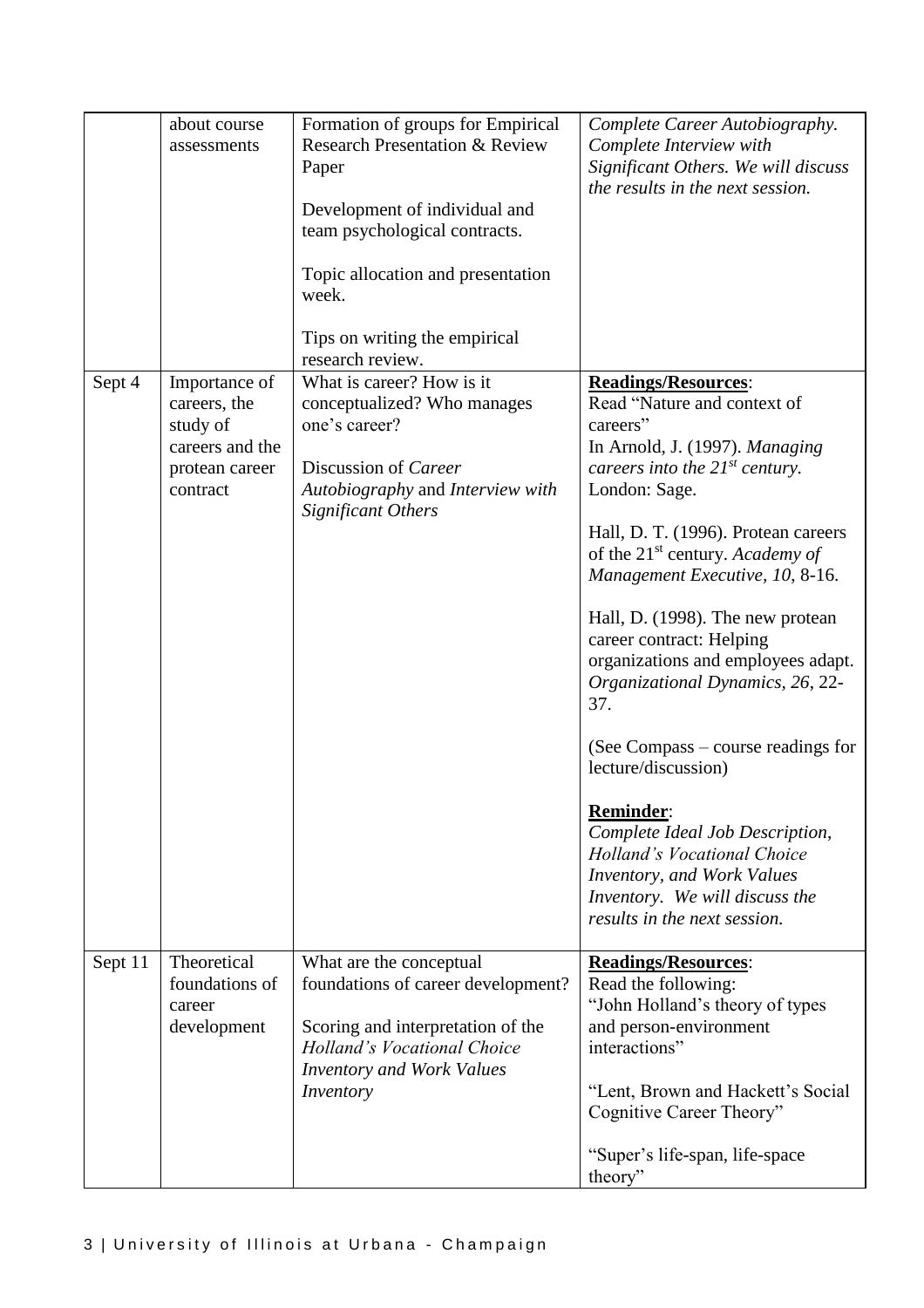|  | about course assessments | Formation of groups for Empirical Research Presentation & Review Paper<br><br>Development of individual and team psychological contracts.<br><br>Topic allocation and presentation week.<br><br>Tips on writing the empirical research review. | *Complete Career Autobiography. Complete Interview with Significant Others. We will discuss the results in the next session.* |
|---|---|---|---|
| Sept 4 | Importance of careers, the study of careers and the protean career contract | What is career? How is it conceptualized? Who manages one's career?<br><br>Discussion of *Career Autobiography* and *Interview with Significant Others* | **Readings/Resources**:<br>Read "Nature and context of careers"<br>In Arnold, J. (1997). *Managing careers into the 21st century.* London: Sage.<br><br>Hall, D. T. (1996). Protean careers of the 21st century. *Academy of Management Executive, 10*, 8-16.<br><br>Hall, D. (1998). The new protean career contract: Helping organizations and employees adapt. *Organizational Dynamics, 26*, 22-37.<br><br>(See Compass – course readings for lecture/discussion)<br><br>**Reminder**:<br>*Complete Ideal Job Description, Holland's Vocational Choice Inventory, and Work Values Inventory. We will discuss the results in the next session.* |
| Sept 11 | Theoretical foundations of career development | What are the conceptual foundations of career development?<br><br>Scoring and interpretation of the *Holland's Vocational Choice Inventory and Work Values Inventory* | **Readings/Resources**:<br>Read the following:<br>"John Holland's theory of types and person-environment interactions"<br><br>"Lent, Brown and Hackett's Social Cognitive Career Theory"<br><br>"Super's life-span, life-space theory" |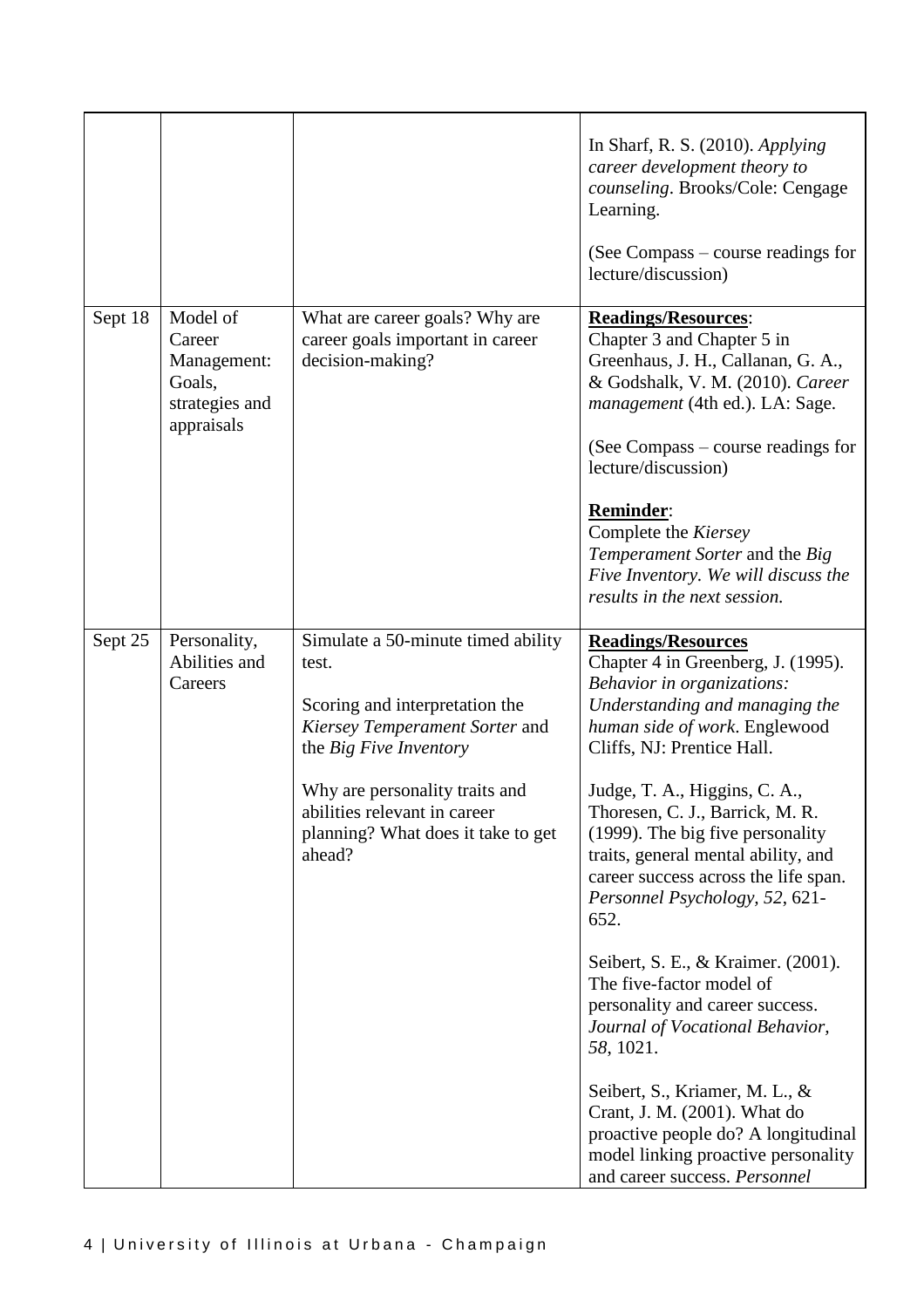| | | | |
|---|---|---|---|
| | | | In Sharf, R. S. (2010). *Applying career development theory to counseling*. Brooks/Cole: Cengage Learning.<br><br>(See Compass – course readings for lecture/discussion) |
| Sept 18 | Model of Career Management: Goals, strategies and appraisals | What are career goals? Why are career goals important in career decision-making? | **Readings/Resources**:<br>Chapter 3 and Chapter 5 in Greenhaus, J. H., Callanan, G. A., & Godshalk, V. M. (2010). *Career management* (4th ed.). LA: Sage.<br><br>(See Compass – course readings for lecture/discussion)<br><br>**Reminder**:<br>Complete the *Kiersey Temperament Sorter* and the *Big Five Inventory. We will discuss the results in the next session.* |
| Sept 25 | Personality, Abilities and Careers | Simulate a 50-minute timed ability test.<br><br>Scoring and interpretation the *Kiersey Temperament Sorter* and the *Big Five Inventory*<br><br>Why are personality traits and abilities relevant in career planning? What does it take to get ahead? | **Readings/Resources**<br>Chapter 4 in Greenberg, J. (1995). *Behavior in organizations: Understanding and managing the human side of work*. Englewood Cliffs, NJ: Prentice Hall.<br><br>Judge, T. A., Higgins, C. A., Thoresen, C. J., Barrick, M. R. (1999). The big five personality traits, general mental ability, and career success across the life span. *Personnel Psychology, 52*, 621-652.<br><br>Seibert, S. E., & Kraimer. (2001). The five-factor model of personality and career success. *Journal of Vocational Behavior, 58*, 1021.<br><br>Seibert, S., Kriamer, M. L., & Crant, J. M. (2001). What do proactive people do? A longitudinal model linking proactive personality and career success. *Personnel* |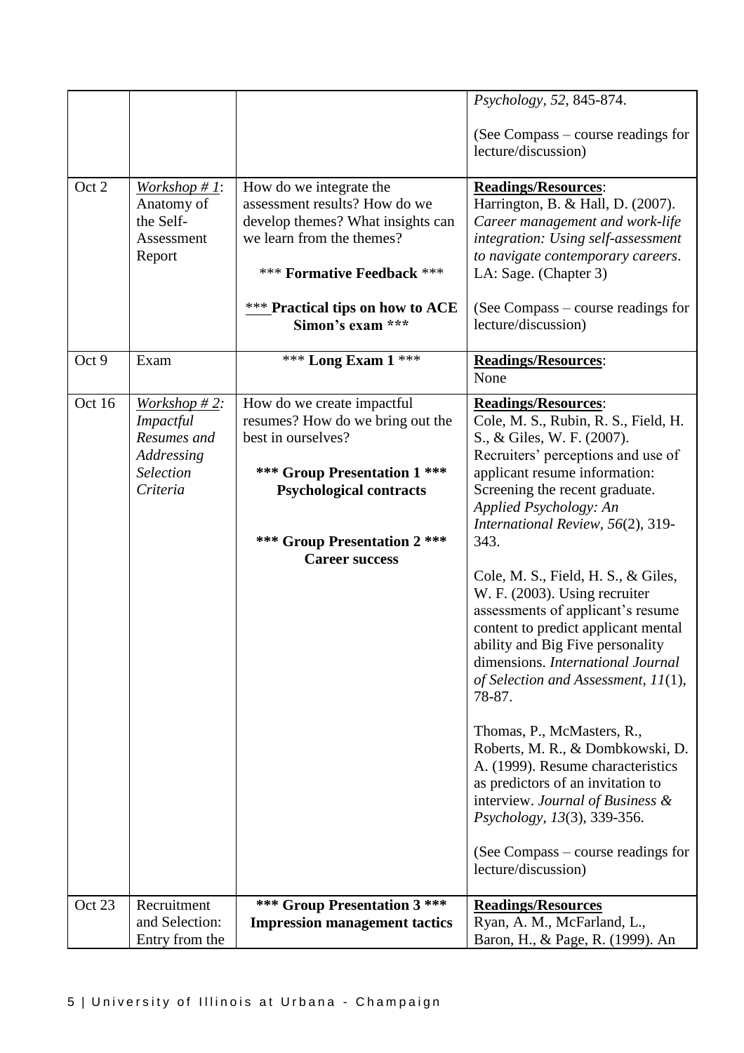| | | | |
|---|---|---|---|
| | | | *Psychology, 52*, 845-874.<br><br>(See Compass – course readings for lecture/discussion) |
| Oct 2 | *Workshop # 1*: Anatomy of the Self-Assessment Report | How do we integrate the assessment results? How do we develop themes? What insights can we learn from the themes?<br><br>*** **Formative Feedback** ***<br><br>*** **Practical tips on how to ACE Simon's exam** *** | **Readings/Resources**:<br>Harrington, B. & Hall, D. (2007). *Career management and work-life integration: Using self-assessment to navigate contemporary careers*. LA: Sage. (Chapter 3)<br><br>(See Compass – course readings for lecture/discussion) |
| Oct 9 | Exam | *** **Long Exam 1** *** | **Readings/Resources**:<br>None |
| Oct 16 | *Workshop # 2: Impactful Resumes and Addressing Selection Criteria* | How do we create impactful resumes? How do we bring out the best in ourselves?<br><br>**\*\*\* Group Presentation 1 \*\*\***<br>**Psychological contracts**<br><br>**\*\*\* Group Presentation 2 \*\*\***<br>**Career success** | **Readings/Resources**:<br>Cole, M. S., Rubin, R. S., Field, H. S., & Giles, W. F. (2007). Recruiters' perceptions and use of applicant resume information: Screening the recent graduate. *Applied Psychology: An International Review, 56*(2), 319-343.<br><br>Cole, M. S., Field, H. S., & Giles, W. F. (2003). Using recruiter assessments of applicant's resume content to predict applicant mental ability and Big Five personality dimensions. *International Journal of Selection and Assessment, 11*(1), 78-87.<br><br>Thomas, P., McMasters, R., Roberts, M. R., & Dombkowski, D. A. (1999). Resume characteristics as predictors of an invitation to interview. *Journal of Business & Psychology, 13*(3), 339-356.<br><br>(See Compass – course readings for lecture/discussion) |
| Oct 23 | Recruitment and Selection: Entry from the | **\*\*\* Group Presentation 3 \*\*\***<br>**Impression management tactics** | **Readings/Resources**<br>Ryan, A. M., McFarland, L., Baron, H., & Page, R. (1999). An |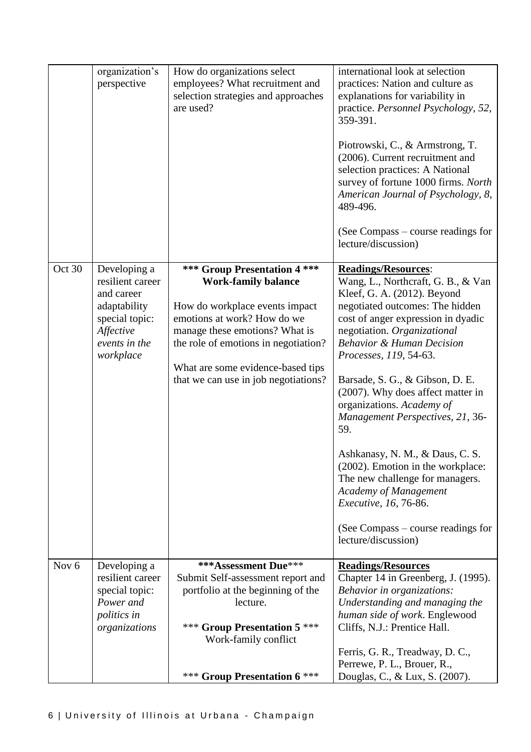| | | | |
|---|---|---|---|
| | organization's perspective | How do organizations select employees? What recruitment and selection strategies and approaches are used? | international look at selection practices: Nation and culture as explanations for variability in practice. *Personnel Psychology, 52*, 359-391.<br><br>Piotrowski, C., & Armstrong, T. (2006). Current recruitment and selection practices: A National survey of fortune 1000 firms. *North American Journal of Psychology, 8*, 489-496.<br><br>(See Compass – course readings for lecture/discussion) |
| Oct 30 | Developing a resilient career and career adaptability special topic: *Affective events in the workplace* | **\*\*\* Group Presentation 4 \*\*\***<br>**Work-family balance**<br><br>How do workplace events impact emotions at work? How do we manage these emotions? What is the role of emotions in negotiation?<br><br>What are some evidence-based tips that we can use in job negotiations? | **Readings/Resources**:<br>Wang, L., Northcraft, G. B., & Van Kleef, G. A. (2012). Beyond negotiated outcomes: The hidden cost of anger expression in dyadic negotiation. *Organizational Behavior & Human Decision Processes, 119*, 54-63.<br><br>Barsade, S. G., & Gibson, D. E. (2007). Why does affect matter in organizations. *Academy of Management Perspectives, 21*, 36-59.<br><br>Ashkanasy, N. M., & Daus, C. S. (2002). Emotion in the workplace: The new challenge for managers. *Academy of Management Executive, 16*, 76-86.<br><br>(See Compass – course readings for lecture/discussion) |
| Nov 6 | Developing a resilient career special topic: *Power and politics in organizations* | **\*\*\*Assessment Due**\*\*\*<br>Submit Self-assessment report and portfolio at the beginning of the lecture.<br><br>\*\*\* **Group Presentation 5** \*\*\*<br>Work-family conflict<br><br>\*\*\* **Group Presentation 6** \*\*\* | **Readings/Resources**<br>Chapter 14 in Greenberg, J. (1995). *Behavior in organizations: Understanding and managing the human side of work*. Englewood Cliffs, N.J.: Prentice Hall.<br><br>Ferris, G. R., Treadway, D. C., Perrewe, P. L., Brouer, R., Douglas, C., & Lux, S. (2007). |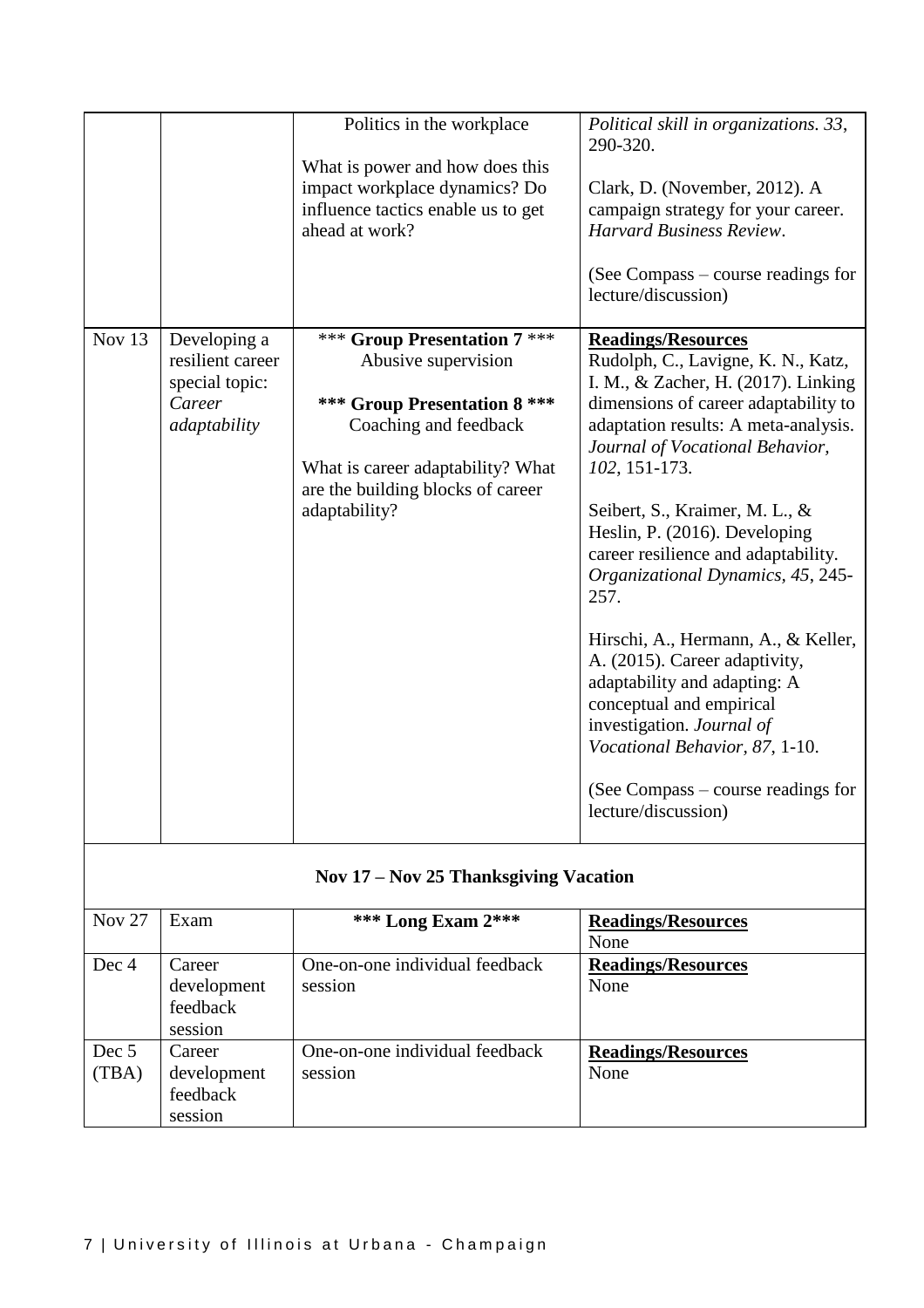| | | | |
|---|---|---|---|
| | | Politics in the workplace<br><br>What is power and how does this impact workplace dynamics? Do influence tactics enable us to get ahead at work? | *Political skill in organizations. 33*, 290-320.<br><br>Clark, D. (November, 2012). A campaign strategy for your career. *Harvard Business Review*.<br><br>(See Compass – course readings for lecture/discussion) |
| Nov 13 | Developing a resilient career special topic: *Career adaptability* | *** **Group Presentation 7** ***<br>Abusive supervision<br><br>**\*\*\* Group Presentation 8 \*\*\***<br>Coaching and feedback<br><br>What is career adaptability? What are the building blocks of career adaptability? | **Readings/Resources**<br>Rudolph, C., Lavigne, K. N., Katz, I. M., & Zacher, H. (2017). Linking dimensions of career adaptability to adaptation results: A meta-analysis. *Journal of Vocational Behavior, 102*, 151-173.<br><br>Seibert, S., Kraimer, M. L., & Heslin, P. (2016). Developing career resilience and adaptability. *Organizational Dynamics, 45*, 245-257.<br><br>Hirschi, A., Hermann, A., & Keller, A. (2015). Career adaptivity, adaptability and adapting: A conceptual and empirical investigation. *Journal of Vocational Behavior, 87*, 1-10.<br><br>(See Compass – course readings for lecture/discussion) |
| | | **Nov 17 – Nov 25 Thanksgiving Vacation** | |
| Nov 27 | Exam | **\*\*\* Long Exam 2\*\*\*** | **Readings/Resources**<br>None |
| Dec 4 | Career development feedback session | One-on-one individual feedback session | **Readings/Resources**<br>None |
| Dec 5 (TBA) | Career development feedback session | One-on-one individual feedback session | **Readings/Resources**<br>None |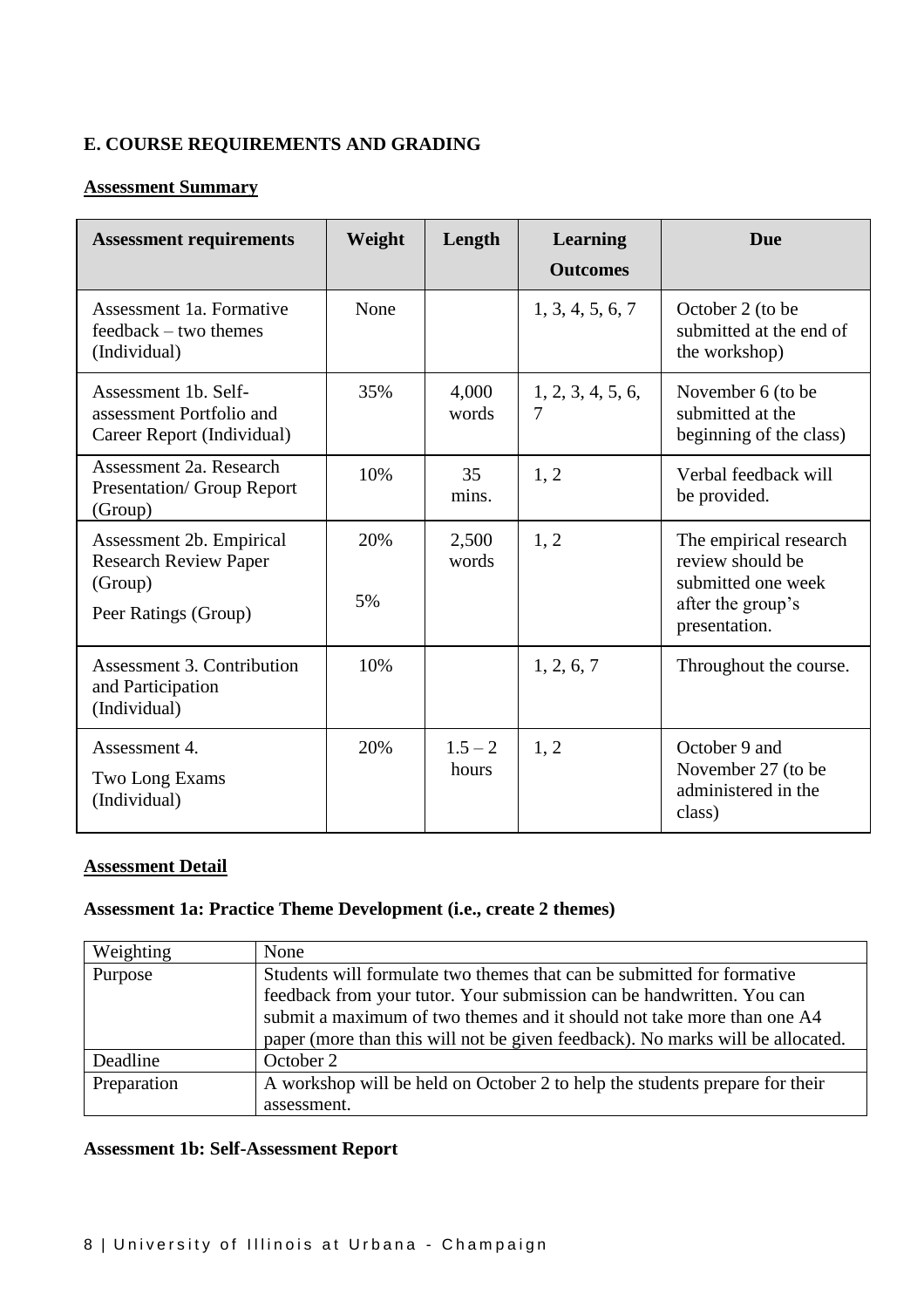## E. COURSE REQUIREMENTS AND GRADING

**Assessment Summary**

| Assessment requirements | Weight | Length | Learning Outcomes | Due |
|---|---|---|---|---|
| Assessment 1a. Formative feedback – two themes (Individual) | None | | 1, 3, 4, 5, 6, 7 | October 2 (to be submitted at the end of the workshop) |
| Assessment 1b. Self-assessment Portfolio and Career Report (Individual) | 35% | 4,000 words | 1, 2, 3, 4, 5, 6, 7 | November 6 (to be submitted at the beginning of the class) |
| Assessment 2a. Research Presentation/ Group Report (Group) | 10% | 35 mins. | 1, 2 | Verbal feedback will be provided. |
| Assessment 2b. Empirical Research Review Paper (Group)<br>Peer Ratings (Group) | 20%<br>5% | 2,500 words | 1, 2 | The empirical research review should be submitted one week after the group's presentation. |
| Assessment 3. Contribution and Participation (Individual) | 10% | | 1, 2, 6, 7 | Throughout the course. |
| Assessment 4.<br>Two Long Exams (Individual) | 20% | 1.5 – 2 hours | 1, 2 | October 9 and November 27 (to be administered in the class) |

**Assessment Detail**

### Assessment 1a: Practice Theme Development (i.e., create 2 themes)

| Weighting | None |
|---|---|
| Purpose | Students will formulate two themes that can be submitted for formative feedback from your tutor. Your submission can be handwritten. You can submit a maximum of two themes and it should not take more than one A4 paper (more than this will not be given feedback). No marks will be allocated. |
| Deadline | October 2 |
| Preparation | A workshop will be held on October 2 to help the students prepare for their assessment. |

### Assessment 1b: Self-Assessment Report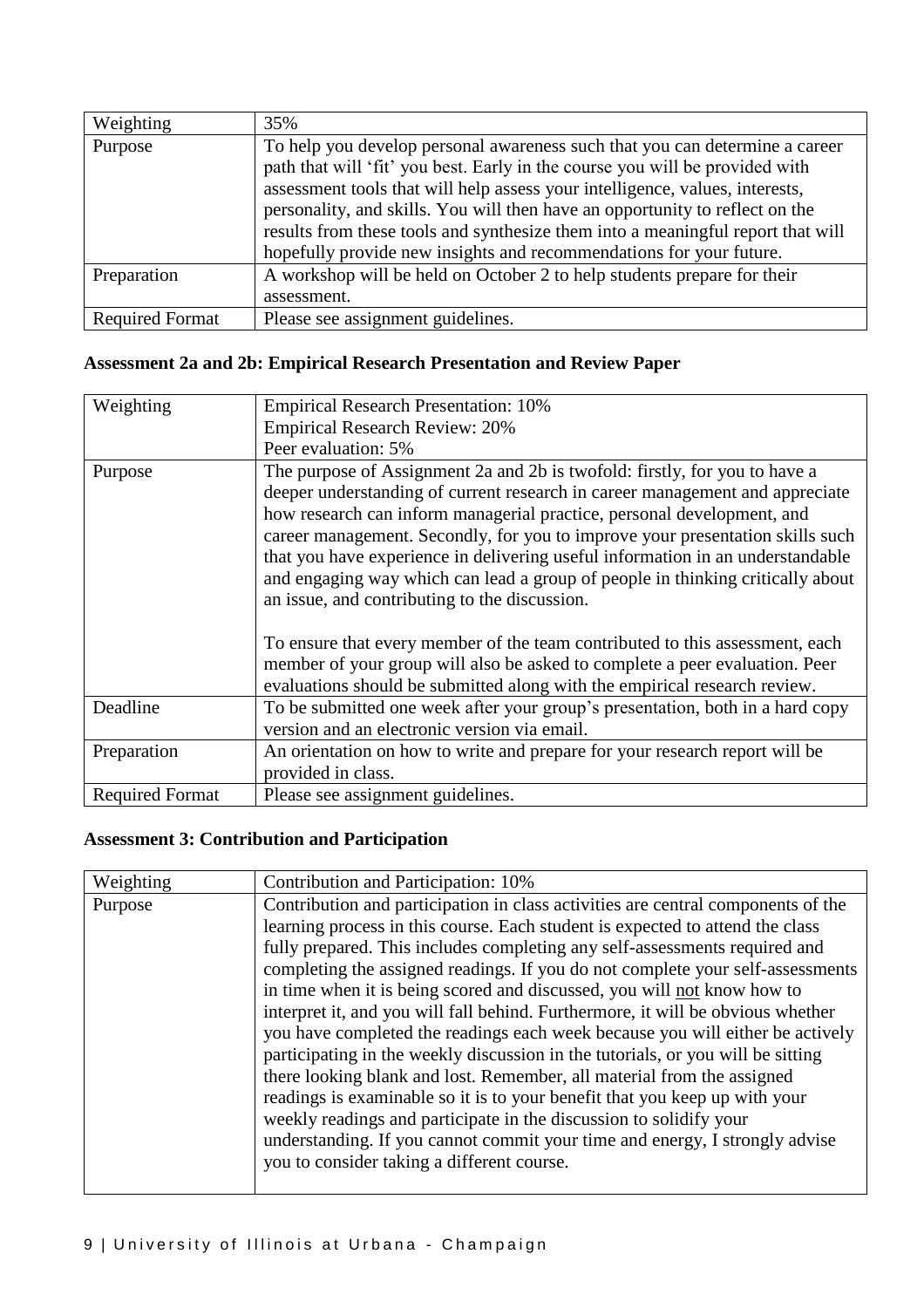| Weighting | 35% |
|---|---|
| Purpose | To help you develop personal awareness such that you can determine a career path that will 'fit' you best. Early in the course you will be provided with assessment tools that will help assess your intelligence, values, interests, personality, and skills. You will then have an opportunity to reflect on the results from these tools and synthesize them into a meaningful report that will hopefully provide new insights and recommendations for your future. |
| Preparation | A workshop will be held on October 2 to help students prepare for their assessment. |
| Required Format | Please see assignment guidelines. |

### Assessment 2a and 2b: Empirical Research Presentation and Review Paper

| Weighting | Empirical Research Presentation: 10%<br>Empirical Research Review: 20%<br>Peer evaluation: 5% |
|---|---|
| Purpose | The purpose of Assignment 2a and 2b is twofold: firstly, for you to have a deeper understanding of current research in career management and appreciate how research can inform managerial practice, personal development, and career management. Secondly, for you to improve your presentation skills such that you have experience in delivering useful information in an understandable and engaging way which can lead a group of people in thinking critically about an issue, and contributing to the discussion.<br><br>To ensure that every member of the team contributed to this assessment, each member of your group will also be asked to complete a peer evaluation. Peer evaluations should be submitted along with the empirical research review. |
| Deadline | To be submitted one week after your group's presentation, both in a hard copy version and an electronic version via email. |
| Preparation | An orientation on how to write and prepare for your research report will be provided in class. |
| Required Format | Please see assignment guidelines. |

### Assessment 3: Contribution and Participation

| Weighting | Contribution and Participation: 10% |
|---|---|
| Purpose | Contribution and participation in class activities are central components of the learning process in this course. Each student is expected to attend the class fully prepared. This includes completing any self-assessments required and completing the assigned readings. If you do not complete your self-assessments in time when it is being scored and discussed, you will not know how to interpret it, and you will fall behind. Furthermore, it will be obvious whether you have completed the readings each week because you will either be actively participating in the weekly discussion in the tutorials, or you will be sitting there looking blank and lost. Remember, all material from the assigned readings is examinable so it is to your benefit that you keep up with your weekly readings and participate in the discussion to solidify your understanding. If you cannot commit your time and energy, I strongly advise you to consider taking a different course. |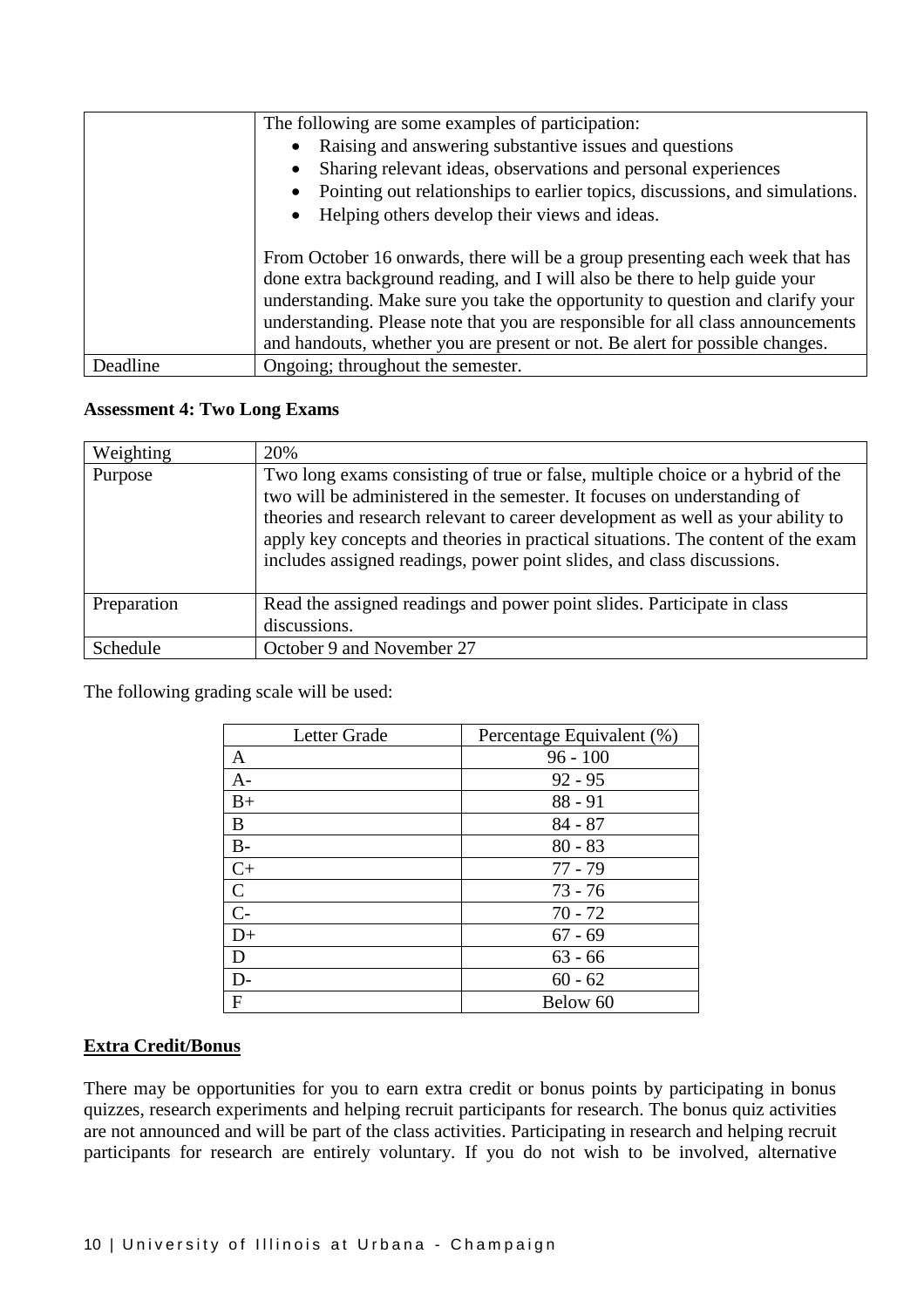| | |
|---|---|
| | The following are some examples of participation:<br>• Raising and answering substantive issues and questions<br>• Sharing relevant ideas, observations and personal experiences<br>• Pointing out relationships to earlier topics, discussions, and simulations.<br>• Helping others develop their views and ideas.<br><br>From October 16 onwards, there will be a group presenting each week that has done extra background reading, and I will also be there to help guide your understanding. Make sure you take the opportunity to question and clarify your understanding. Please note that you are responsible for all class announcements and handouts, whether you are present or not. Be alert for possible changes. |
| Deadline | Ongoing; throughout the semester. |

**Assessment 4: Two Long Exams**

| | |
|---|---|
| Weighting | 20% |
| Purpose | Two long exams consisting of true or false, multiple choice or a hybrid of the two will be administered in the semester. It focuses on understanding of theories and research relevant to career development as well as your ability to apply key concepts and theories in practical situations. The content of the exam includes assigned readings, power point slides, and class discussions. |
| Preparation | Read the assigned readings and power point slides. Participate in class discussions. |
| Schedule | October 9 and November 27 |

The following grading scale will be used:

| Letter Grade | Percentage Equivalent (%) |
|---|---|
| A | 96 - 100 |
| A- | 92 - 95 |
| B+ | 88 - 91 |
| B | 84 - 87 |
| B- | 80 - 83 |
| C+ | 77 - 79 |
| C | 73 - 76 |
| C- | 70 - 72 |
| D+ | 67 - 69 |
| D | 63 - 66 |
| D- | 60 - 62 |
| F | Below 60 |

**Extra Credit/Bonus**

There may be opportunities for you to earn extra credit or bonus points by participating in bonus quizzes, research experiments and helping recruit participants for research. The bonus quiz activities are not announced and will be part of the class activities. Participating in research and helping recruit participants for research are entirely voluntary. If you do not wish to be involved, alternative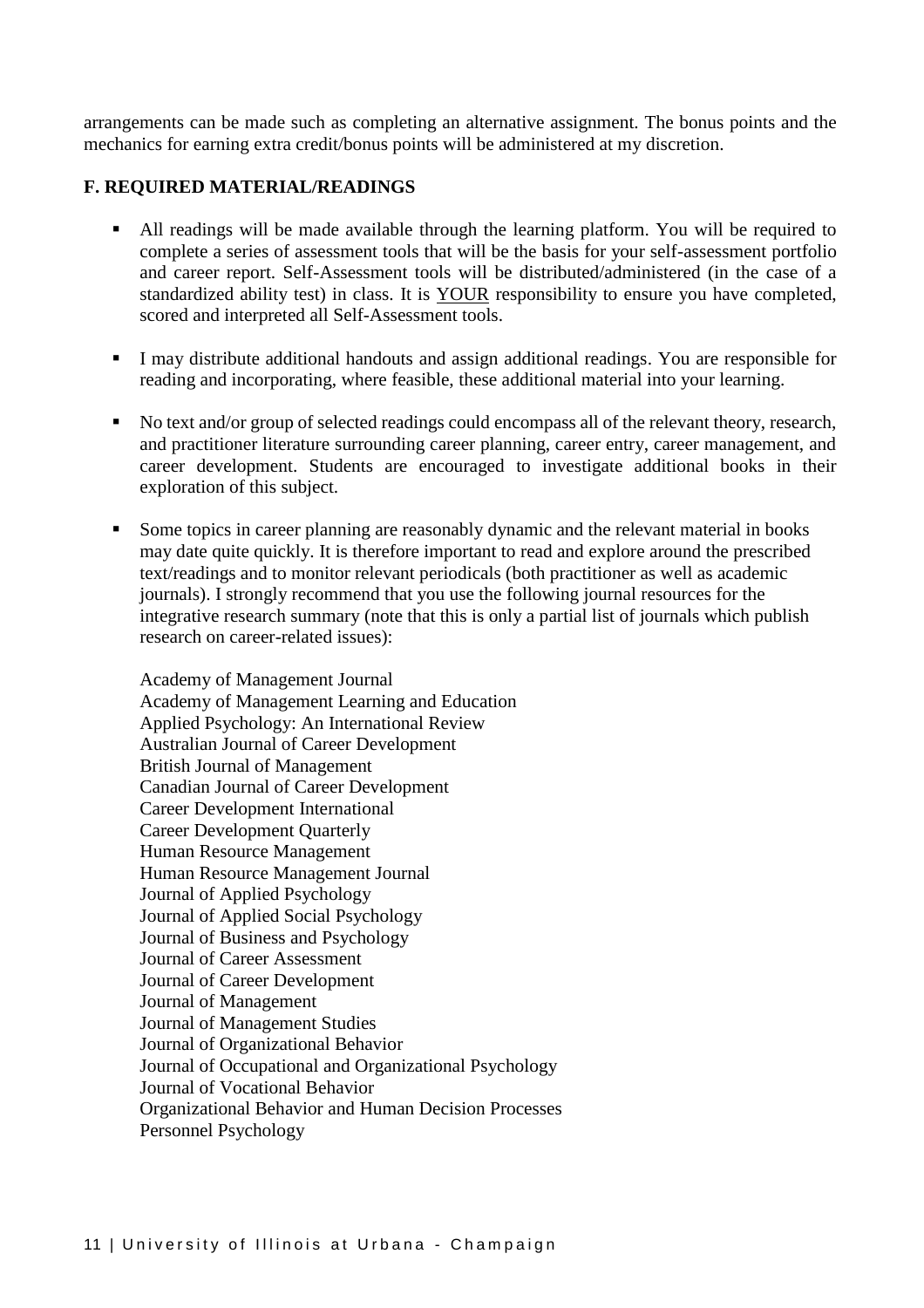arrangements can be made such as completing an alternative assignment. The bonus points and the mechanics for earning extra credit/bonus points will be administered at my discretion.

**F. REQUIRED MATERIAL/READINGS**

- All readings will be made available through the learning platform. You will be required to complete a series of assessment tools that will be the basis for your self-assessment portfolio and career report. Self-Assessment tools will be distributed/administered (in the case of a standardized ability test) in class. It is <u>YOUR</u> responsibility to ensure you have completed, scored and interpreted all Self-Assessment tools.

- I may distribute additional handouts and assign additional readings. You are responsible for reading and incorporating, where feasible, these additional material into your learning.

- No text and/or group of selected readings could encompass all of the relevant theory, research, and practitioner literature surrounding career planning, career entry, career management, and career development. Students are encouraged to investigate additional books in their exploration of this subject.

- Some topics in career planning are reasonably dynamic and the relevant material in books may date quite quickly. It is therefore important to read and explore around the prescribed text/readings and to monitor relevant periodicals (both practitioner as well as academic journals). I strongly recommend that you use the following journal resources for the integrative research summary (note that this is only a partial list of journals which publish research on career-related issues):

  Academy of Management Journal
  Academy of Management Learning and Education
  Applied Psychology: An International Review
  Australian Journal of Career Development
  British Journal of Management
  Canadian Journal of Career Development
  Career Development International
  Career Development Quarterly
  Human Resource Management
  Human Resource Management Journal
  Journal of Applied Psychology
  Journal of Applied Social Psychology
  Journal of Business and Psychology
  Journal of Career Assessment
  Journal of Career Development
  Journal of Management
  Journal of Management Studies
  Journal of Organizational Behavior
  Journal of Occupational and Organizational Psychology
  Journal of Vocational Behavior
  Organizational Behavior and Human Decision Processes
  Personnel Psychology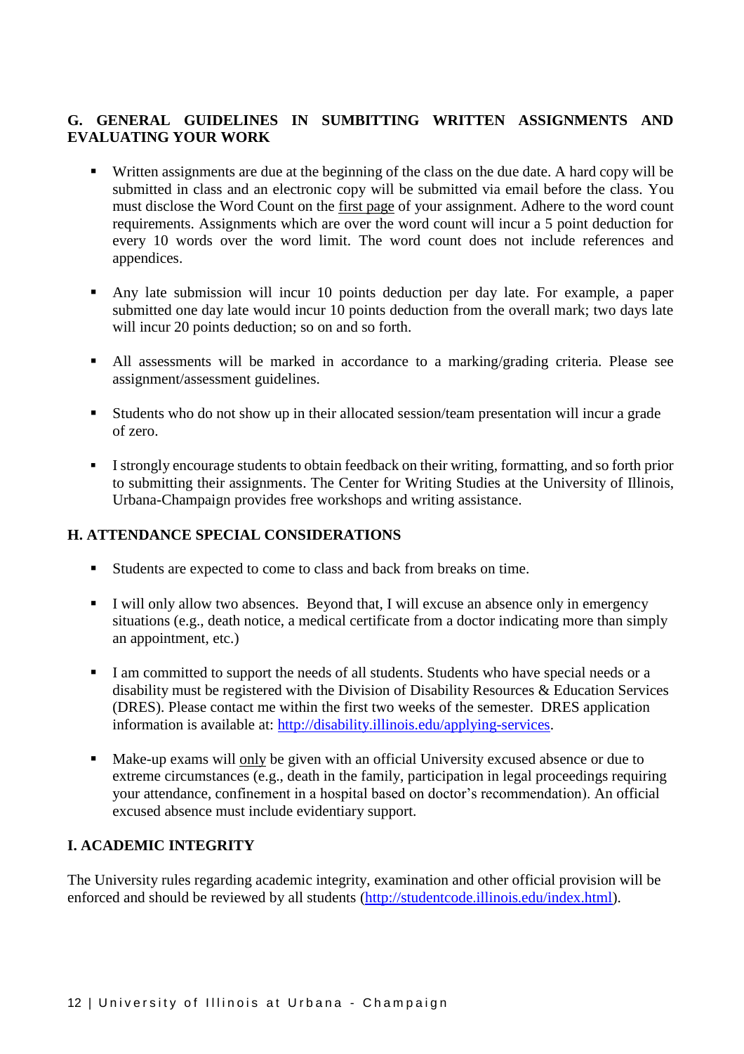## G. GENERAL GUIDELINES IN SUMBITTING WRITTEN ASSIGNMENTS AND EVALUATING YOUR WORK

- Written assignments are due at the beginning of the class on the due date. A hard copy will be submitted in class and an electronic copy will be submitted via email before the class. You must disclose the Word Count on the first page of your assignment. Adhere to the word count requirements. Assignments which are over the word count will incur a 5 point deduction for every 10 words over the word limit. The word count does not include references and appendices.
- Any late submission will incur 10 points deduction per day late. For example, a paper submitted one day late would incur 10 points deduction from the overall mark; two days late will incur 20 points deduction; so on and so forth.
- All assessments will be marked in accordance to a marking/grading criteria. Please see assignment/assessment guidelines.
- Students who do not show up in their allocated session/team presentation will incur a grade of zero.
- I strongly encourage students to obtain feedback on their writing, formatting, and so forth prior to submitting their assignments. The Center for Writing Studies at the University of Illinois, Urbana-Champaign provides free workshops and writing assistance.

## H. ATTENDANCE SPECIAL CONSIDERATIONS

- Students are expected to come to class and back from breaks on time.
- I will only allow two absences. Beyond that, I will excuse an absence only in emergency situations (e.g., death notice, a medical certificate from a doctor indicating more than simply an appointment, etc.)
- I am committed to support the needs of all students. Students who have special needs or a disability must be registered with the Division of Disability Resources & Education Services (DRES). Please contact me within the first two weeks of the semester. DRES application information is available at: http://disability.illinois.edu/applying-services.
- Make-up exams will only be given with an official University excused absence or due to extreme circumstances (e.g., death in the family, participation in legal proceedings requiring your attendance, confinement in a hospital based on doctor's recommendation). An official excused absence must include evidentiary support.

## I. ACADEMIC INTEGRITY

The University rules regarding academic integrity, examination and other official provision will be enforced and should be reviewed by all students (http://studentcode.illinois.edu/index.html).